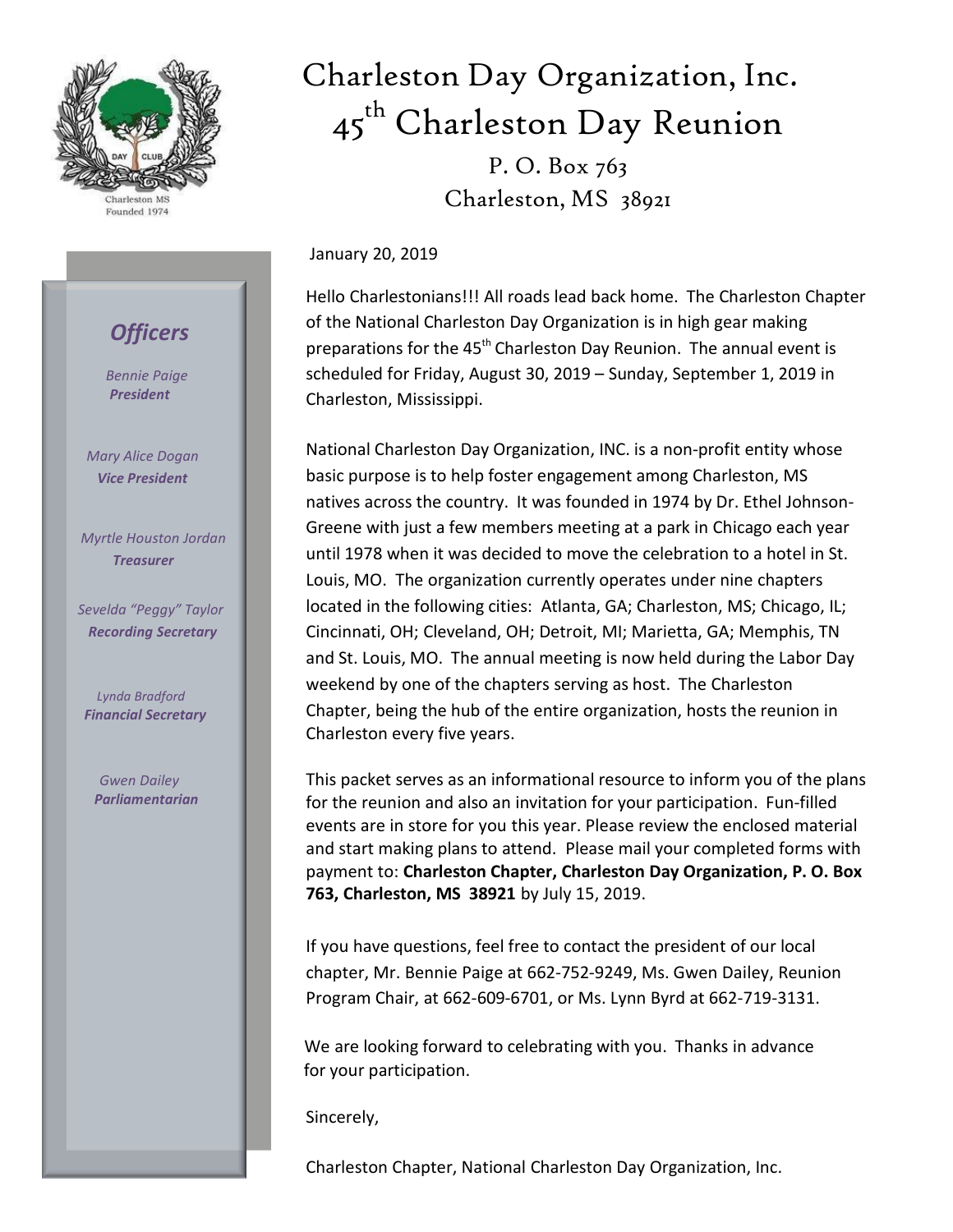# Charleston Day Organization, Inc.

## 45th Charleston Day Reunion

P. O. Box 763
Charleston, MS 38921

DAY CLUB
Charleston MS
Founded 1974

### *Officers*

*Bennie Paige*
***President***

*Mary Alice Dogan*
***Vice President***

*Myrtle Houston Jordan*
***Treasurer***

*Sevelda "Peggy" Taylor*
***Recording Secretary***

*Lynda Bradford*
***Financial Secretary***

*Gwen Dailey*
***Parliamentarian***

January 20, 2019

Hello Charlestonians!!! All roads lead back home. The Charleston Chapter of the National Charleston Day Organization is in high gear making preparations for the 45th Charleston Day Reunion. The annual event is scheduled for Friday, August 30, 2019 – Sunday, September 1, 2019 in Charleston, Mississippi.

National Charleston Day Organization, INC. is a non-profit entity whose basic purpose is to help foster engagement among Charleston, MS natives across the country. It was founded in 1974 by Dr. Ethel Johnson-Greene with just a few members meeting at a park in Chicago each year until 1978 when it was decided to move the celebration to a hotel in St. Louis, MO. The organization currently operates under nine chapters located in the following cities: Atlanta, GA; Charleston, MS; Chicago, IL; Cincinnati, OH; Cleveland, OH; Detroit, MI; Marietta, GA; Memphis, TN and St. Louis, MO. The annual meeting is now held during the Labor Day weekend by one of the chapters serving as host. The Charleston Chapter, being the hub of the entire organization, hosts the reunion in Charleston every five years.

This packet serves as an informational resource to inform you of the plans for the reunion and also an invitation for your participation. Fun-filled events are in store for you this year. Please review the enclosed material and start making plans to attend. Please mail your completed forms with payment to: **Charleston Chapter, Charleston Day Organization, P. O. Box 763, Charleston, MS 38921** by July 15, 2019.

If you have questions, feel free to contact the president of our local chapter, Mr. Bennie Paige at 662-752-9249, Ms. Gwen Dailey, Reunion Program Chair, at 662-609-6701, or Ms. Lynn Byrd at 662-719-3131.

We are looking forward to celebrating with you. Thanks in advance for your participation.

Sincerely,

Charleston Chapter, National Charleston Day Organization, Inc.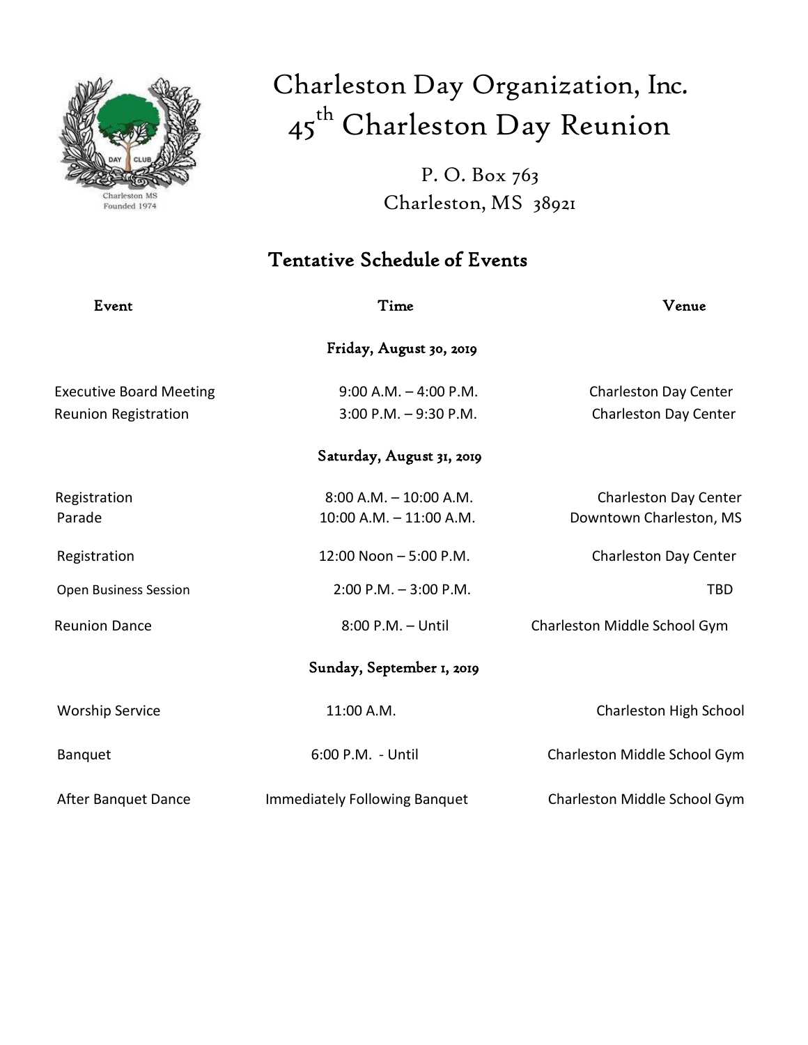# Charleston Day Organization, Inc.

# 45th Charleston Day Reunion

P. O. Box 763
Charleston, MS 38921

## Tentative Schedule of Events

| Event | Time | Venue |
|---|---|---|
| | **Friday, August 30, 2019** | |
| Executive Board Meeting | 9:00 A.M. – 4:00 P.M. | Charleston Day Center |
| Reunion Registration | 3:00 P.M. – 9:30 P.M. | Charleston Day Center |
| | **Saturday, August 31, 2019** | |
| Registration | 8:00 A.M. – 10:00 A.M. | Charleston Day Center |
| Parade | 10:00 A.M. – 11:00 A.M. | Downtown Charleston, MS |
| Registration | 12:00 Noon – 5:00 P.M. | Charleston Day Center |
| Open Business Session | 2:00 P.M. – 3:00 P.M. | TBD |
| Reunion Dance | 8:00 P.M. – Until | Charleston Middle School Gym |
| | **Sunday, September 1, 2019** | |
| Worship Service | 11:00 A.M. | Charleston High School |
| Banquet | 6:00 P.M. - Until | Charleston Middle School Gym |
| After Banquet Dance | Immediately Following Banquet | Charleston Middle School Gym |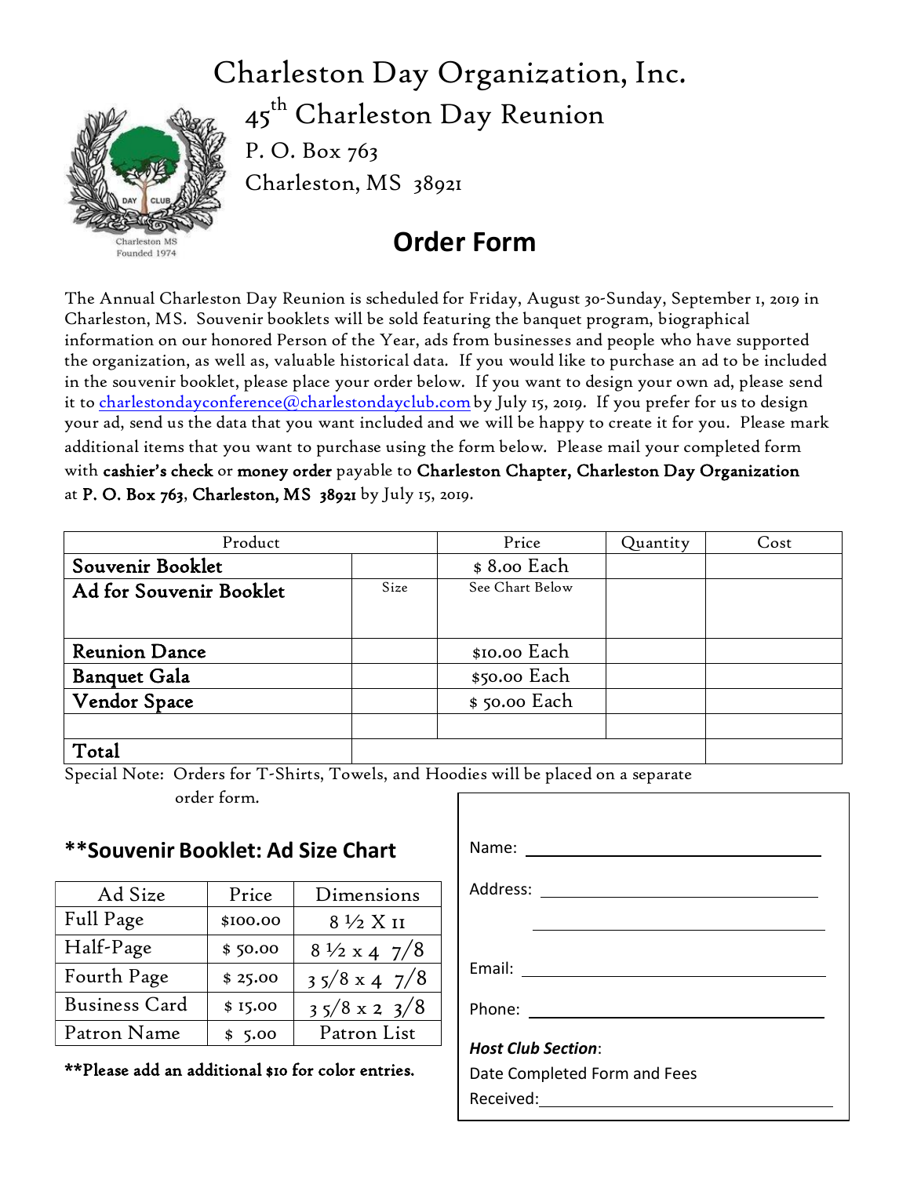# Charleston Day Organization, Inc.

45th Charleston Day Reunion

P. O. Box 763

Charleston, MS 38921

## Order Form

The Annual Charleston Day Reunion is scheduled for Friday, August 30-Sunday, September 1, 2019 in Charleston, MS. Souvenir booklets will be sold featuring the banquet program, biographical information on our honored Person of the Year, ads from businesses and people who have supported the organization, as well as, valuable historical data. If you would like to purchase an ad to be included in the souvenir booklet, please place your order below. If you want to design your own ad, please send it to charlestondayconference@charlestondayclub.com by July 15, 2019. If you prefer for us to design your ad, send us the data that you want included and we will be happy to create it for you. Please mark additional items that you want to purchase using the form below. Please mail your completed form with **cashier's check** or **money order** payable to **Charleston Chapter, Charleston Day Organization** at **P. O. Box 763, Charleston, MS 38921** by July 15, 2019.

| Product | | Price | Quantity | Cost |
|---|---|---|---|---|
| **Souvenir Booklet** | | $ 8.00 Each | | |
| **Ad for Souvenir Booklet** | Size | See Chart Below | | |
| **Reunion Dance** | | $10.00 Each | | |
| **Banquet Gala** | | $50.00 Each | | |
| **Vendor Space** | | $ 50.00 Each | | |
| | | | | |
| **Total** | | | | |

Special Note: Orders for T-Shirts, Towels, and Hoodies will be placed on a separate order form.

### **Souvenir Booklet: Ad Size Chart

| Ad Size | Price | Dimensions |
|---|---|---|
| Full Page | $100.00 | 8 ½ X 11 |
| Half-Page | $ 50.00 | 8 ½ x 4 7/8 |
| Fourth Page | $ 25.00 | 3 5/8 x 4 7/8 |
| Business Card | $ 15.00 | 3 5/8 x 2 3/8 |
| Patron Name | $ 5.00 | Patron List |

**\*\*Please add an additional $10 for color entries.**

Name: ______________________________

Address: ______________________________

______________________________

Email: ______________________________

Phone: ______________________________

***Host Club Section***:

Date Completed Form and Fees Received: ______________________________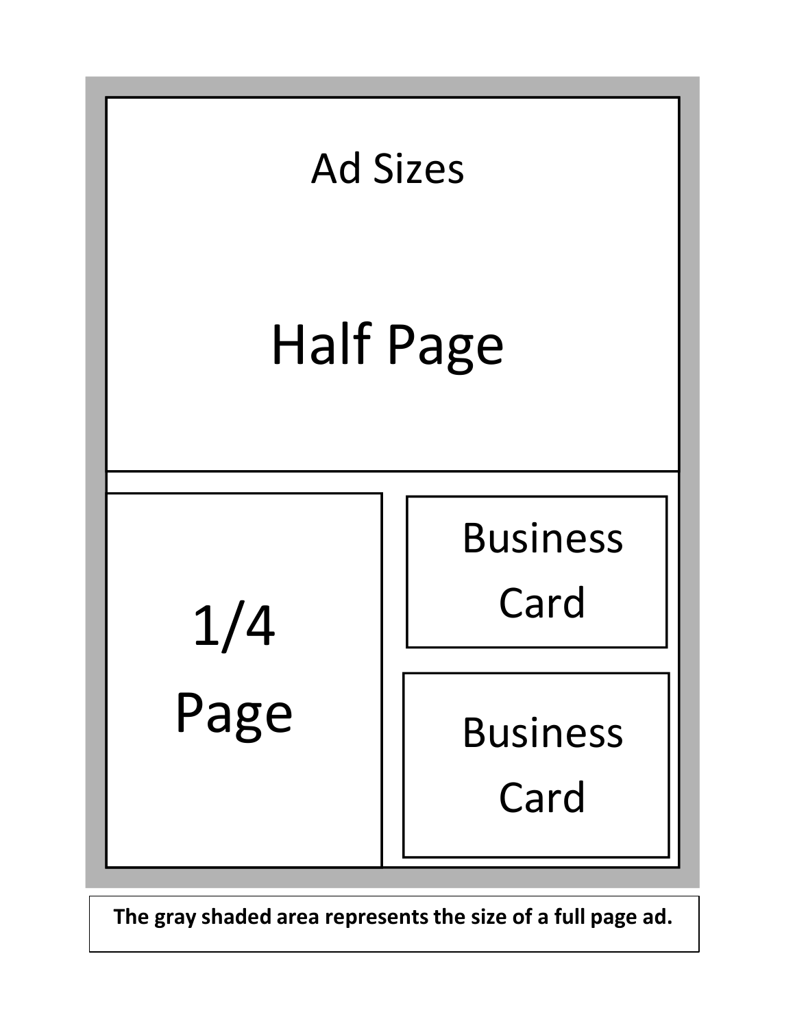# Ad Sizes

Half Page

1/4 Page

Business Card

Business Card

**The gray shaded area represents the size of a full page ad.**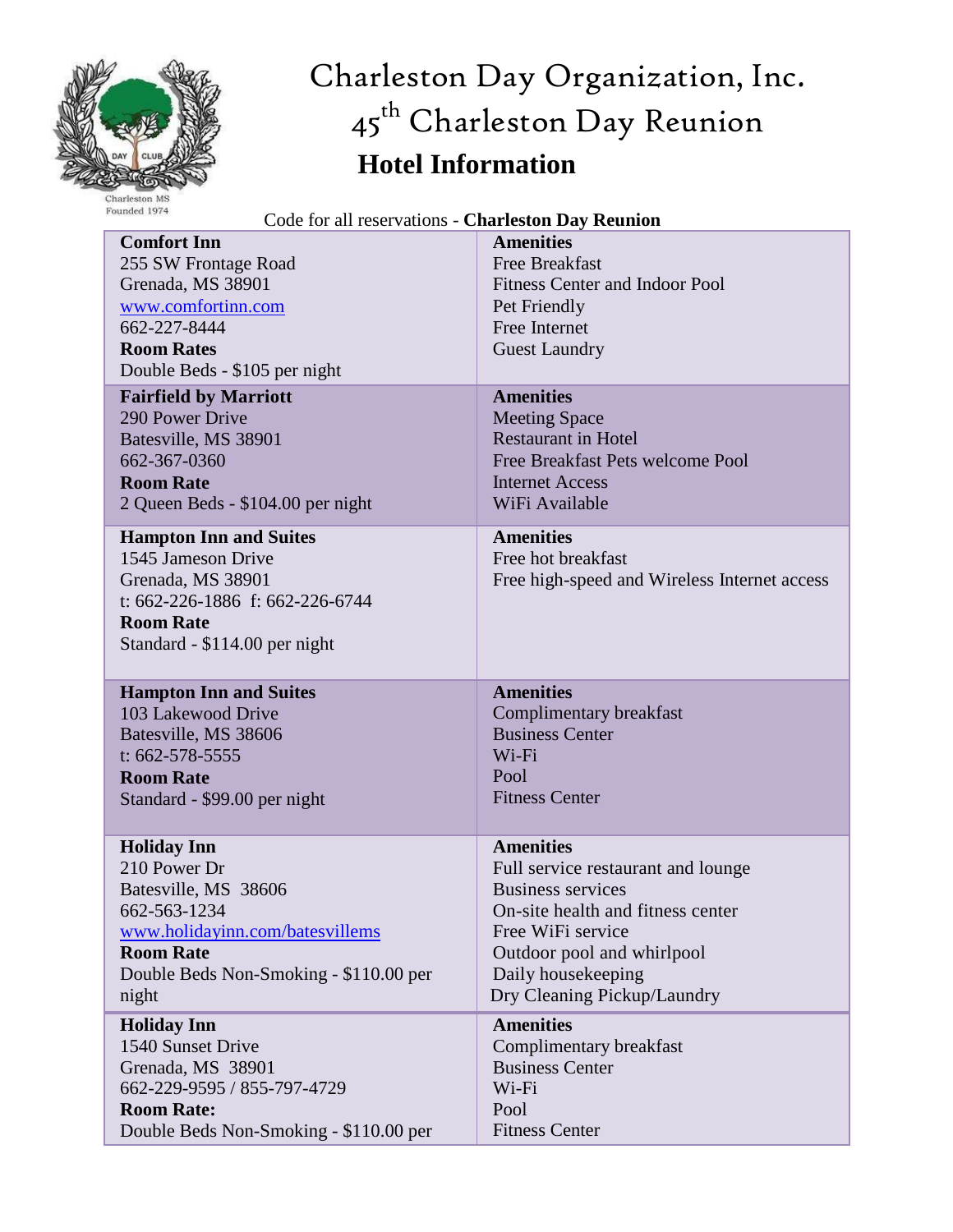# Charleston Day Organization, Inc.

## 45th Charleston Day Reunion

## Hotel Information

Charleston MS
Founded 1974

Code for all reservations - **Charleston Day Reunion**

| | |
|---|---|
| **Comfort Inn**<br>255 SW Frontage Road<br>Grenada, MS 38901<br>www.comfortinn.com<br>662-227-8444<br>**Room Rates**<br>Double Beds - $105 per night | **Amenities**<br>Free Breakfast<br>Fitness Center and Indoor Pool<br>Pet Friendly<br>Free Internet<br>Guest Laundry |
| **Fairfield by Marriott**<br>290 Power Drive<br>Batesville, MS 38901<br>662-367-0360<br>**Room Rate**<br>2 Queen Beds - $104.00 per night | **Amenities**<br>Meeting Space<br>Restaurant in Hotel<br>Free Breakfast Pets welcome Pool<br>Internet Access<br>WiFi Available |
| **Hampton Inn and Suites**<br>1545 Jameson Drive<br>Grenada, MS 38901<br>t: 662-226-1886 f: 662-226-6744<br>**Room Rate**<br>Standard - $114.00 per night | **Amenities**<br>Free hot breakfast<br>Free high-speed and Wireless Internet access |
| **Hampton Inn and Suites**<br>103 Lakewood Drive<br>Batesville, MS 38606<br>t: 662-578-5555<br>**Room Rate**<br>Standard - $99.00 per night | **Amenities**<br>Complimentary breakfast<br>Business Center<br>Wi-Fi<br>Pool<br>Fitness Center |
| **Holiday Inn**<br>210 Power Dr<br>Batesville, MS 38606<br>662-563-1234<br>www.holidayinn.com/batesvillems<br>**Room Rate**<br>Double Beds Non-Smoking - $110.00 per night | **Amenities**<br>Full service restaurant and lounge<br>Business services<br>On-site health and fitness center<br>Free WiFi service<br>Outdoor pool and whirlpool<br>Daily housekeeping<br>Dry Cleaning Pickup/Laundry |
| **Holiday Inn**<br>1540 Sunset Drive<br>Grenada, MS 38901<br>662-229-9595 / 855-797-4729<br>**Room Rate:**<br>Double Beds Non-Smoking - $110.00 per | **Amenities**<br>Complimentary breakfast<br>Business Center<br>Wi-Fi<br>Pool<br>Fitness Center |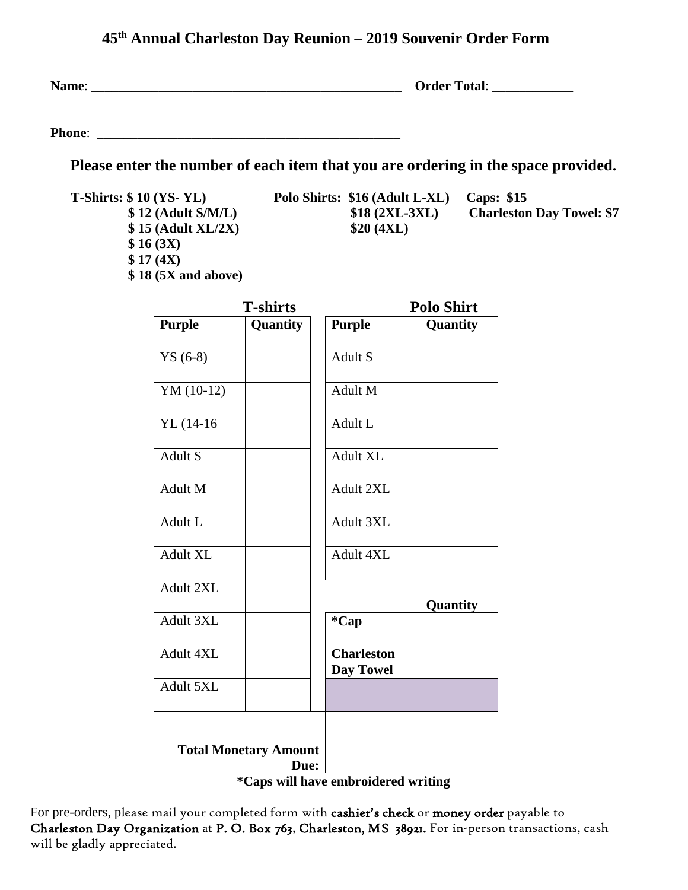# 45th Annual Charleston Day Reunion – 2019 Souvenir Order Form

**Name**: ______________________________________________ **Order Total**: ____________

**Phone**: ______________________________________________

**Please enter the number of each item that you are ordering in the space provided.**

**T-Shirts: $ 10 (YS- YL)**
**$ 12 (Adult S/M/L)**
**$ 15 (Adult XL/2X)**
**$ 16 (3X)**
**$ 17 (4X)**
**$ 18 (5X and above)**

**Polo Shirts: $16 (Adult L-XL)**
**$18 (2XL-3XL)**
**$20 (4XL)**

**Caps: $15**
**Charleston Day Towel: $7**

**T-shirts**

| Purple | Quantity |
|---|---|
| YS (6-8) | |
| YM (10-12) | |
| YL (14-16 | |
| Adult S | |
| Adult M | |
| Adult L | |
| Adult XL | |
| Adult 2XL | |
| Adult 3XL | |
| Adult 4XL | |
| Adult 5XL | |

**Polo Shirt**

| Purple | Quantity |
|---|---|
| Adult S | |
| Adult M | |
| Adult L | |
| Adult XL | |
| Adult 2XL | |
| Adult 3XL | |
| Adult 4XL | |

| | Quantity |
|---|---|
| **\*Cap** | |
| **Charleston Day Towel** | |

| | |
|---|---|
| **Total Monetary Amount Due:** | |

**\*Caps will have embroidered writing**

For pre-orders, please mail your completed form with cashier's check or money order payable to Charleston Day Organization at P. O. Box 763, Charleston, MS 38921. For in-person transactions, cash will be gladly appreciated.